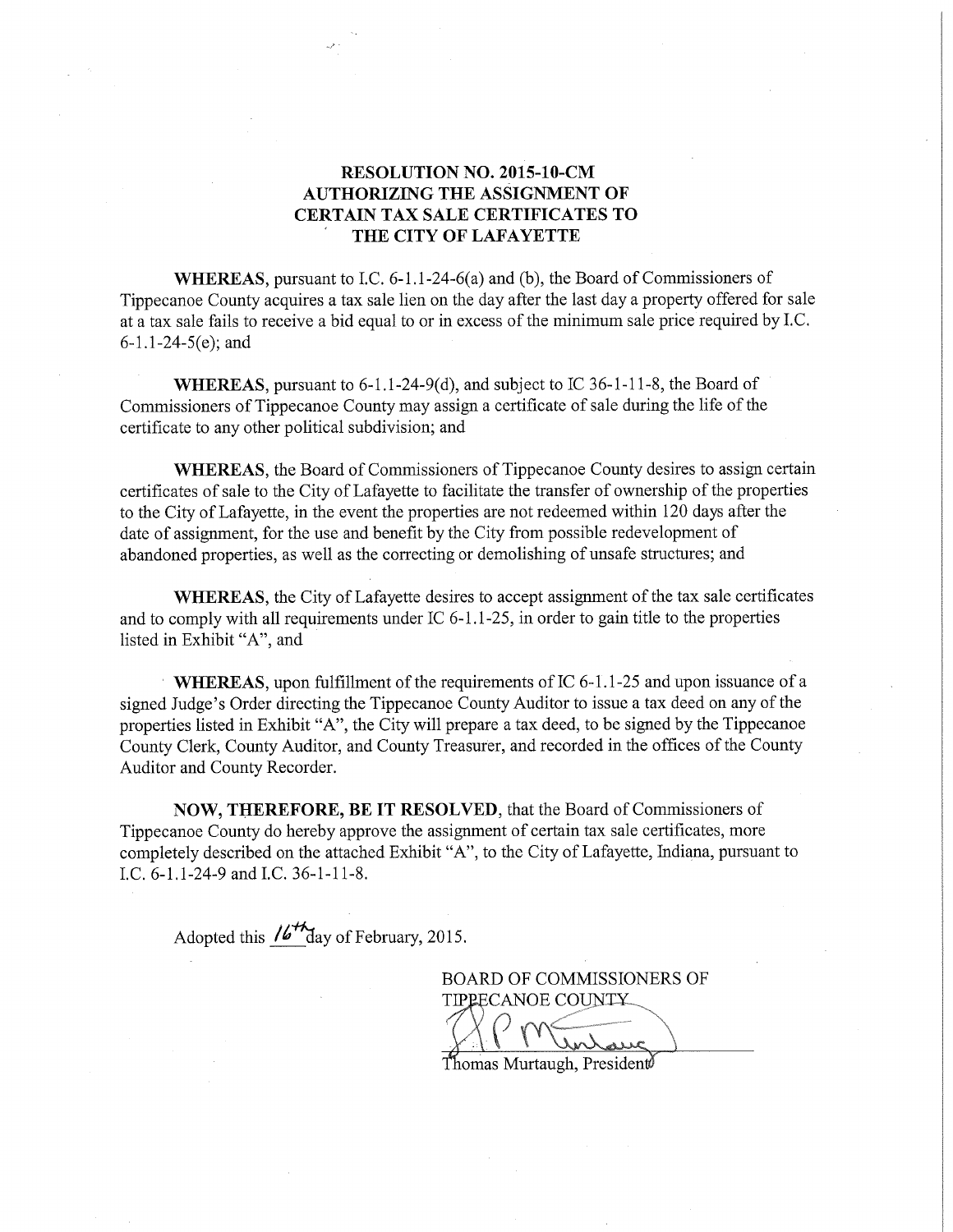# RESOLUTION NO. 2015-10-CM
# AUTHORIZING THE ASSIGNMENT OF CERTAIN TAX SALE CERTIFICATES TO THE CITY OF LAFAYETTE

**WHEREAS,** pursuant to I.C. 6-1.1-24-6(a) and (b), the Board of Commissioners of Tippecanoe County acquires a tax sale lien on the day after the last day a property offered for sale at a tax sale fails to receive a bid equal to or in excess of the minimum sale price required by I.C. 6-1.1-24-5(e); and

**WHEREAS,** pursuant to 6-1.1-24-9(d), and subject to IC 36-1-11-8, the Board of Commissioners of Tippecanoe County may assign a certificate of sale during the life of the certificate to any other political subdivision; and

**WHEREAS,** the Board of Commissioners of Tippecanoe County desires to assign certain certificates of sale to the City of Lafayette to facilitate the transfer of ownership of the properties to the City of Lafayette, in the event the properties are not redeemed within 120 days after the date of assignment, for the use and benefit by the City from possible redevelopment of abandoned properties, as well as the correcting or demolishing of unsafe structures; and

**WHEREAS,** the City of Lafayette desires to accept assignment of the tax sale certificates and to comply with all requirements under IC 6-1.1-25, in order to gain title to the properties listed in Exhibit "A", and

**WHEREAS,** upon fulfillment of the requirements of IC 6-1.1-25 and upon issuance of a signed Judge's Order directing the Tippecanoe County Auditor to issue a tax deed on any of the properties listed in Exhibit "A", the City will prepare a tax deed, to be signed by the Tippecanoe County Clerk, County Auditor, and County Treasurer, and recorded in the offices of the County Auditor and County Recorder.

**NOW, THEREFORE, BE IT RESOLVED,** that the Board of Commissioners of Tippecanoe County do hereby approve the assignment of certain tax sale certificates, more completely described on the attached Exhibit "A", to the City of Lafayette, Indiana, pursuant to I.C. 6-1.1-24-9 and I.C. 36-1-11-8.

Adopted this 16th day of February, 2015.

BOARD OF COMMISSIONERS OF TIPPECANOE COUNTY

Thomas Murtaugh, President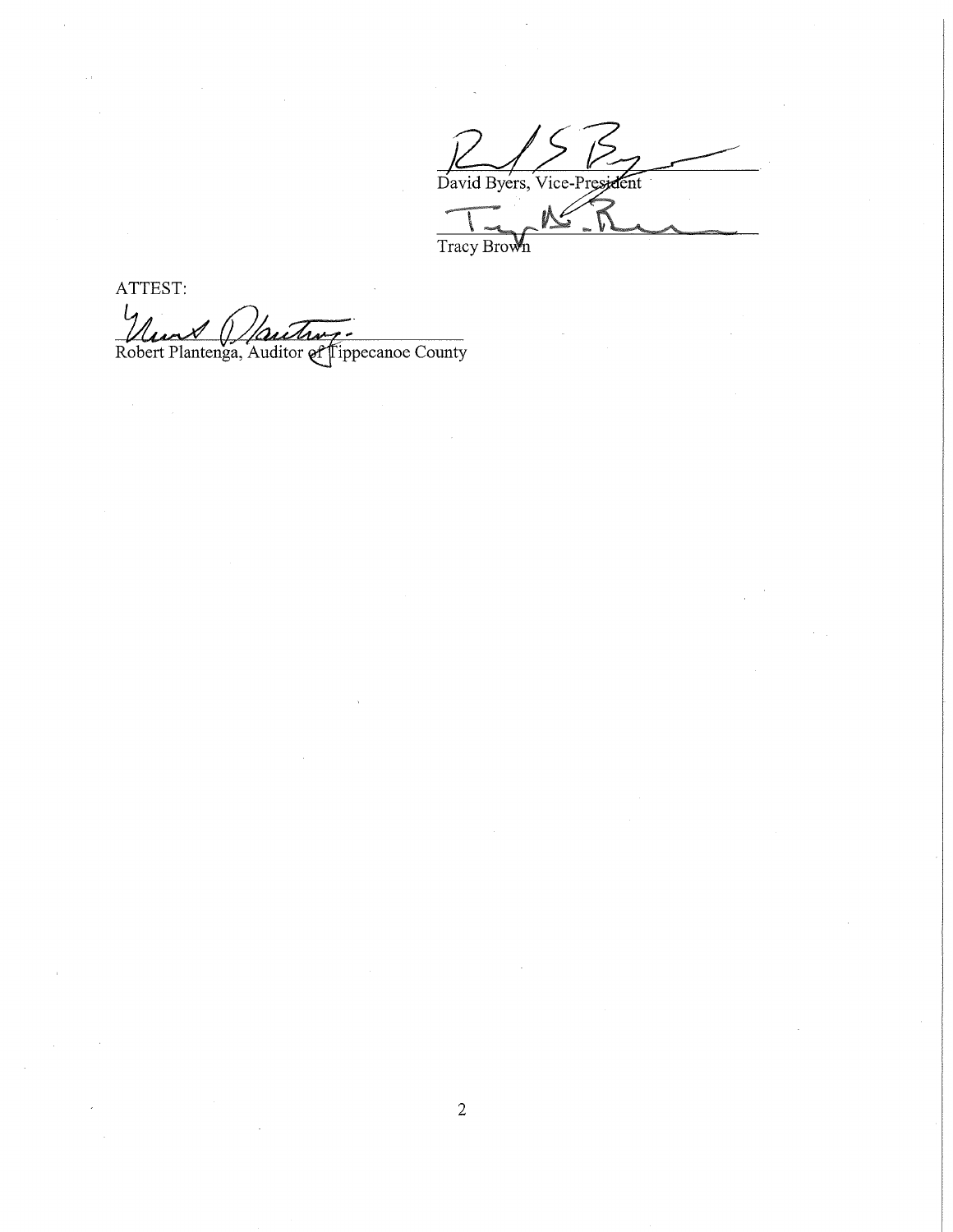David Byers, Vice-President

Tracy Brown

ATTEST:

Robert Plantenga, Auditor of Tippecanoe County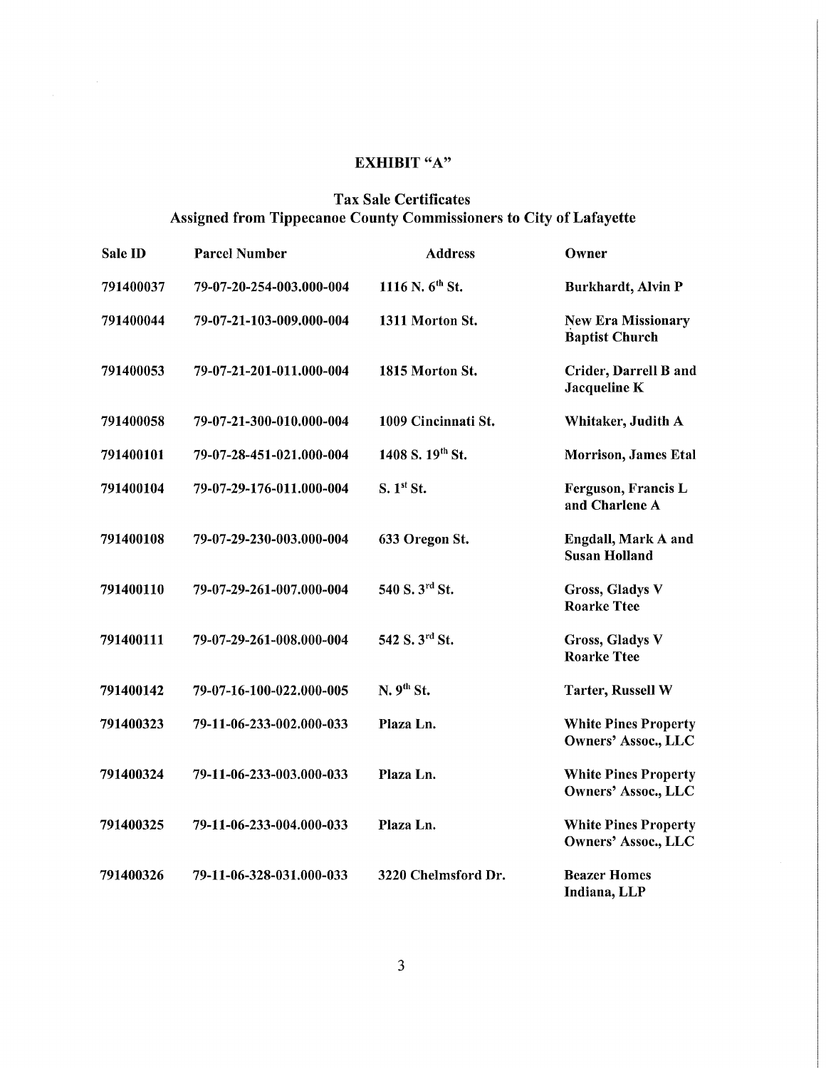**EXHIBIT "A"**

**Tax Sale Certificates**
**Assigned from Tippecanoe County Commissioners to City of Lafayette**

| Sale ID | Parcel Number | Address | Owner |
|---|---|---|---|
| 791400037 | 79-07-20-254-003.000-004 | 1116 N. 6th St. | Burkhardt, Alvin P |
| 791400044 | 79-07-21-103-009.000-004 | 1311 Morton St. | New Era Missionary Baptist Church |
| 791400053 | 79-07-21-201-011.000-004 | 1815 Morton St. | Crider, Darrell B and Jacqueline K |
| 791400058 | 79-07-21-300-010.000-004 | 1009 Cincinnati St. | Whitaker, Judith A |
| 791400101 | 79-07-28-451-021.000-004 | 1408 S. 19th St. | Morrison, James Etal |
| 791400104 | 79-07-29-176-011.000-004 | S. 1st St. | Ferguson, Francis L and Charlene A |
| 791400108 | 79-07-29-230-003.000-004 | 633 Oregon St. | Engdall, Mark A and Susan Holland |
| 791400110 | 79-07-29-261-007.000-004 | 540 S. 3rd St. | Gross, Gladys V Roarke Ttee |
| 791400111 | 79-07-29-261-008.000-004 | 542 S. 3rd St. | Gross, Gladys V Roarke Ttee |
| 791400142 | 79-07-16-100-022.000-005 | N. 9th St. | Tarter, Russell W |
| 791400323 | 79-11-06-233-002.000-033 | Plaza Ln. | White Pines Property Owners' Assoc., LLC |
| 791400324 | 79-11-06-233-003.000-033 | Plaza Ln. | White Pines Property Owners' Assoc., LLC |
| 791400325 | 79-11-06-233-004.000-033 | Plaza Ln. | White Pines Property Owners' Assoc., LLC |
| 791400326 | 79-11-06-328-031.000-033 | 3220 Chelmsford Dr. | Beazer Homes Indiana, LLP |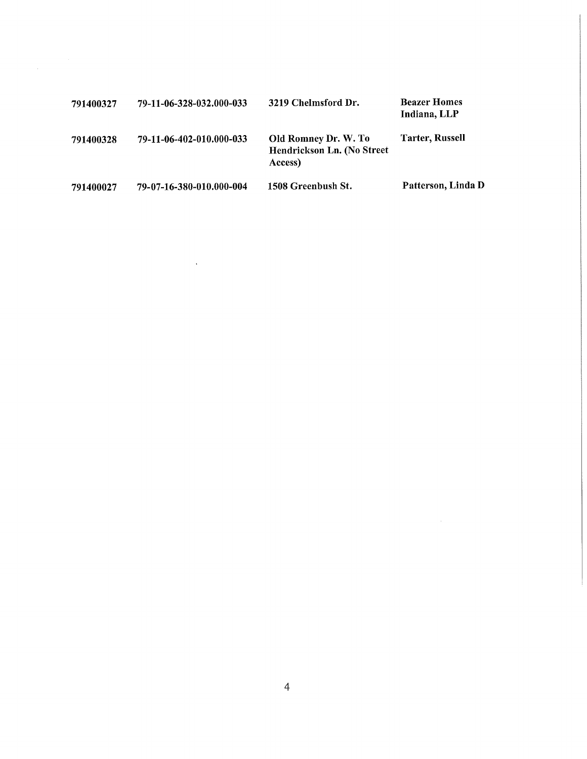| | | | |
|---|---|---|---|
| **791400327** | **79-11-06-328-032.000-033** | **3219 Chelmsford Dr.** | **Beazer Homes Indiana, LLP** |
| **791400328** | **79-11-06-402-010.000-033** | **Old Romney Dr. W. To Hendrickson Ln. (No Street Access)** | **Tarter, Russell** |
| **791400027** | **79-07-16-380-010.000-004** | **1508 Greenbush St.** | **Patterson, Linda D** |